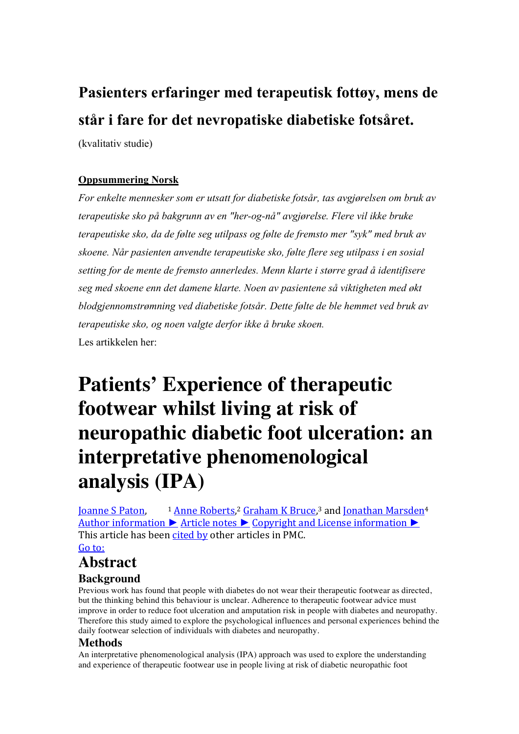# Pasienters erfaringer med terapeutisk fottøy, mens de står i fare for det nevropatiske diabetiske fotsåret.

(kvalitativ studie)

**Oppsummering Norsk**

*For enkelte mennesker som er utsatt for diabetiske fotsår, tas avgjørelsen om bruk av terapeutiske sko på bakgrunn av en "her-og-nå" avgjørelse. Flere vil ikke bruke terapeutiske sko, da de følte seg utilpass og følte de fremsto mer "syk" med bruk av skoene. Når pasienten anvendte terapeutiske sko, følte flere seg utilpass i en sosial setting for de mente de fremsto annerledes. Menn klarte i større grad å identifisere seg med skoene enn det damene klarte. Noen av pasientene så viktigheten med økt blodgjennomstrømning ved diabetiske fotsår. Dette følte de ble hemmet ved bruk av terapeutiske sko, og noen valgte derfor ikke å bruke skoen.*

Les artikkelen her:

# Patients' Experience of therapeutic footwear whilst living at risk of neuropathic diabetic foot ulceration: an interpretative phenomenological analysis (IPA)

Joanne S Paton,[1] Anne Roberts,[2] Graham K Bruce,[3] and Jonathan Marsden[4]

Author information ► Article notes ► Copyright and License information ►

This article has been cited by other articles in PMC.

Go to:

## Abstract

### Background

Previous work has found that people with diabetes do not wear their therapeutic footwear as directed, but the thinking behind this behaviour is unclear. Adherence to therapeutic footwear advice must improve in order to reduce foot ulceration and amputation risk in people with diabetes and neuropathy. Therefore this study aimed to explore the psychological influences and personal experiences behind the daily footwear selection of individuals with diabetes and neuropathy.

### Methods

An interpretative phenomenological analysis (IPA) approach was used to explore the understanding and experience of therapeutic footwear use in people living at risk of diabetic neuropathic foot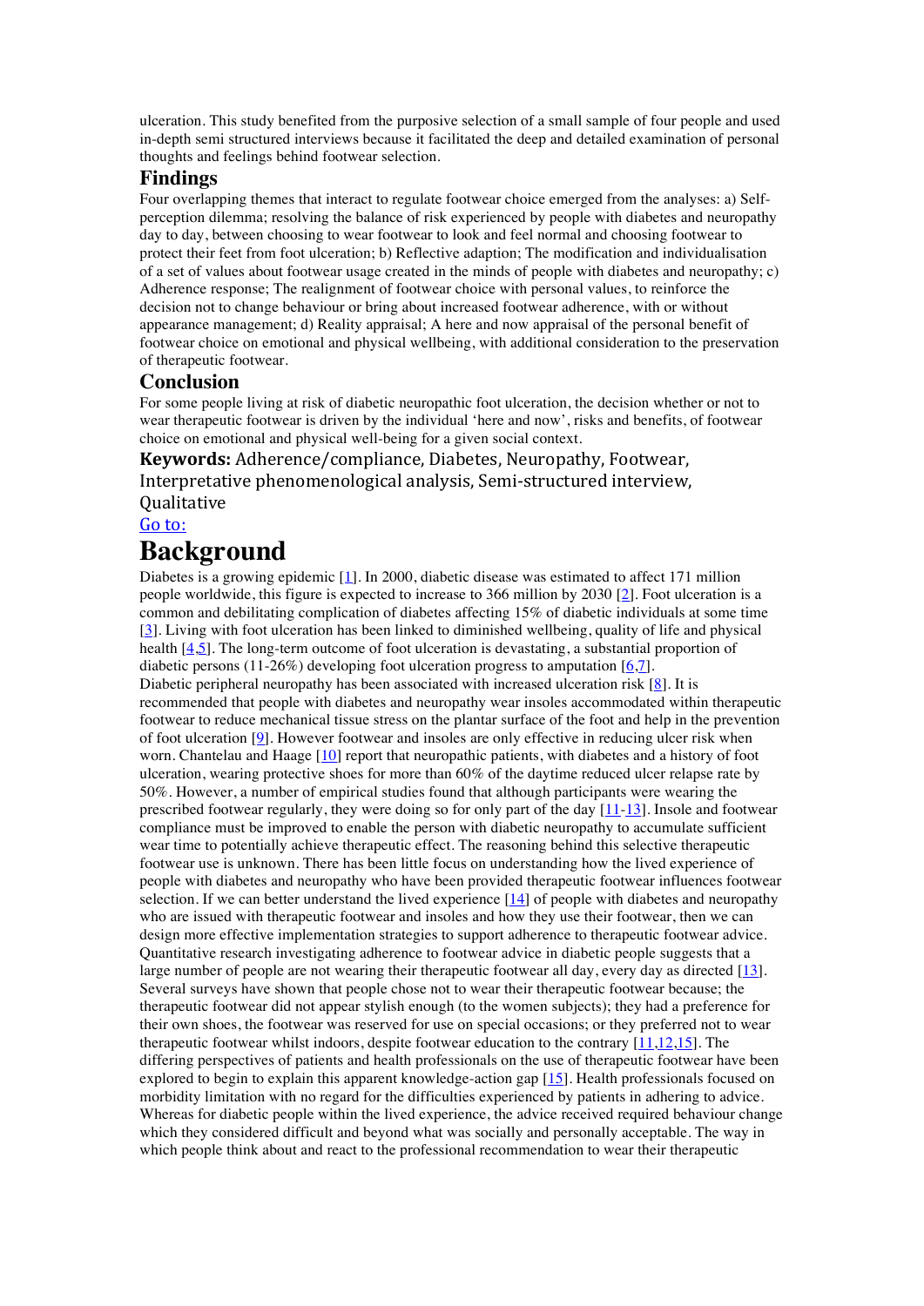ulceration. This study benefited from the purposive selection of a small sample of four people and used in-depth semi structured interviews because it facilitated the deep and detailed examination of personal thoughts and feelings behind footwear selection.

### Findings

Four overlapping themes that interact to regulate footwear choice emerged from the analyses: a) Self-perception dilemma; resolving the balance of risk experienced by people with diabetes and neuropathy day to day, between choosing to wear footwear to look and feel normal and choosing footwear to protect their feet from foot ulceration; b) Reflective adaption; The modification and individualisation of a set of values about footwear usage created in the minds of people with diabetes and neuropathy; c) Adherence response; The realignment of footwear choice with personal values, to reinforce the decision not to change behaviour or bring about increased footwear adherence, with or without appearance management; d) Reality appraisal; A here and now appraisal of the personal benefit of footwear choice on emotional and physical wellbeing, with additional consideration to the preservation of therapeutic footwear.

### Conclusion

For some people living at risk of diabetic neuropathic foot ulceration, the decision whether or not to wear therapeutic footwear is driven by the individual 'here and now', risks and benefits, of footwear choice on emotional and physical well-being for a given social context.

**Keywords:** Adherence/compliance, Diabetes, Neuropathy, Footwear, Interpretative phenomenological analysis, Semi-structured interview, Qualitative

Go to:

## Background

Diabetes is a growing epidemic [1]. In 2000, diabetic disease was estimated to affect 171 million people worldwide, this figure is expected to increase to 366 million by 2030 [2]. Foot ulceration is a common and debilitating complication of diabetes affecting 15% of diabetic individuals at some time [3]. Living with foot ulceration has been linked to diminished wellbeing, quality of life and physical health [4,5]. The long-term outcome of foot ulceration is devastating, a substantial proportion of diabetic persons (11-26%) developing foot ulceration progress to amputation [6,7].

Diabetic peripheral neuropathy has been associated with increased ulceration risk [8]. It is recommended that people with diabetes and neuropathy wear insoles accommodated within therapeutic footwear to reduce mechanical tissue stress on the plantar surface of the foot and help in the prevention of foot ulceration [9]. However footwear and insoles are only effective in reducing ulcer risk when worn. Chantelau and Haage [10] report that neuropathic patients, with diabetes and a history of foot ulceration, wearing protective shoes for more than 60% of the daytime reduced ulcer relapse rate by 50%. However, a number of empirical studies found that although participants were wearing the prescribed footwear regularly, they were doing so for only part of the day [11-13]. Insole and footwear compliance must be improved to enable the person with diabetic neuropathy to accumulate sufficient wear time to potentially achieve therapeutic effect. The reasoning behind this selective therapeutic footwear use is unknown. There has been little focus on understanding how the lived experience of people with diabetes and neuropathy who have been provided therapeutic footwear influences footwear selection. If we can better understand the lived experience [14] of people with diabetes and neuropathy who are issued with therapeutic footwear and insoles and how they use their footwear, then we can design more effective implementation strategies to support adherence to therapeutic footwear advice.

Quantitative research investigating adherence to footwear advice in diabetic people suggests that a large number of people are not wearing their therapeutic footwear all day, every day as directed [13]. Several surveys have shown that people chose not to wear their therapeutic footwear because; the therapeutic footwear did not appear stylish enough (to the women subjects); they had a preference for their own shoes, the footwear was reserved for use on special occasions; or they preferred not to wear therapeutic footwear whilst indoors, despite footwear education to the contrary [11,12,15]. The differing perspectives of patients and health professionals on the use of therapeutic footwear have been explored to begin to explain this apparent knowledge-action gap [15]. Health professionals focused on morbidity limitation with no regard for the difficulties experienced by patients in adhering to advice. Whereas for diabetic people within the lived experience, the advice received required behaviour change which they considered difficult and beyond what was socially and personally acceptable. The way in which people think about and react to the professional recommendation to wear their therapeutic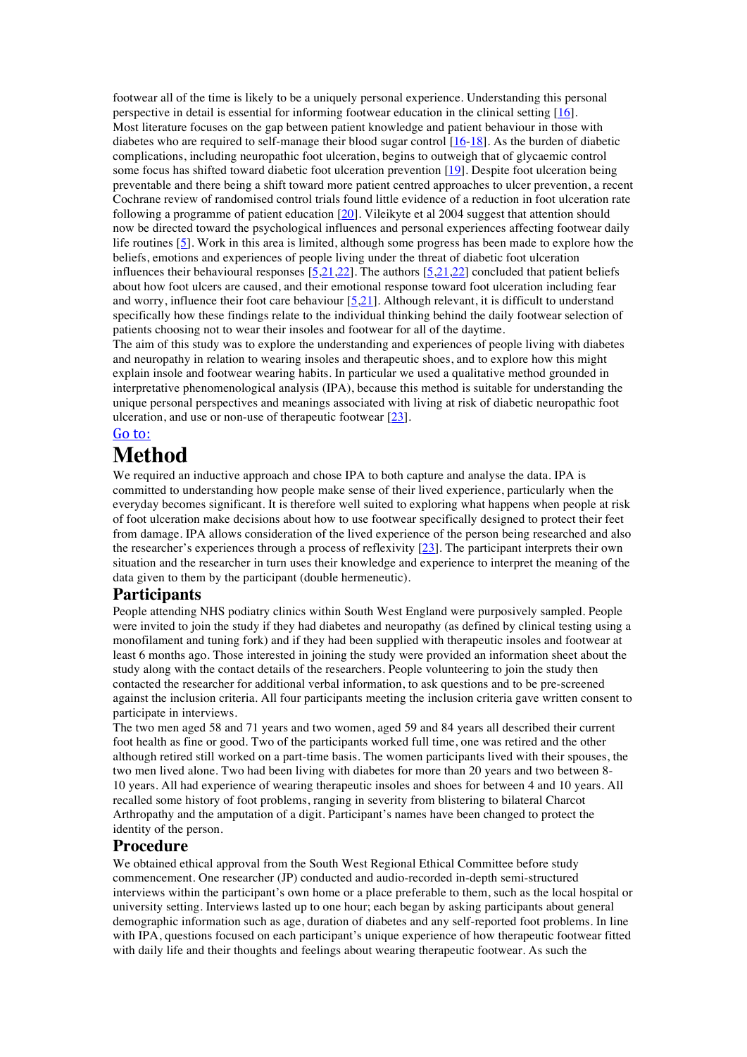footwear all of the time is likely to be a uniquely personal experience. Understanding this personal perspective in detail is essential for informing footwear education in the clinical setting [16].

Most literature focuses on the gap between patient knowledge and patient behaviour in those with diabetes who are required to self-manage their blood sugar control [16-18]. As the burden of diabetic complications, including neuropathic foot ulceration, begins to outweigh that of glycaemic control some focus has shifted toward diabetic foot ulceration prevention [19]. Despite foot ulceration being preventable and there being a shift toward more patient centred approaches to ulcer prevention, a recent Cochrane review of randomised control trials found little evidence of a reduction in foot ulceration rate following a programme of patient education [20]. Vileikyte et al 2004 suggest that attention should now be directed toward the psychological influences and personal experiences affecting footwear daily life routines [5]. Work in this area is limited, although some progress has been made to explore how the beliefs, emotions and experiences of people living under the threat of diabetic foot ulceration influences their behavioural responses [5,21,22]. The authors [5,21,22] concluded that patient beliefs about how foot ulcers are caused, and their emotional response toward foot ulceration including fear and worry, influence their foot care behaviour [5,21]. Although relevant, it is difficult to understand specifically how these findings relate to the individual thinking behind the daily footwear selection of patients choosing not to wear their insoles and footwear for all of the daytime.

The aim of this study was to explore the understanding and experiences of people living with diabetes and neuropathy in relation to wearing insoles and therapeutic shoes, and to explore how this might explain insole and footwear wearing habits. In particular we used a qualitative method grounded in interpretative phenomenological analysis (IPA), because this method is suitable for understanding the unique personal perspectives and meanings associated with living at risk of diabetic neuropathic foot ulceration, and use or non-use of therapeutic footwear [23].

Go to:

# Method

We required an inductive approach and chose IPA to both capture and analyse the data. IPA is committed to understanding how people make sense of their lived experience, particularly when the everyday becomes significant. It is therefore well suited to exploring what happens when people at risk of foot ulceration make decisions about how to use footwear specifically designed to protect their feet from damage. IPA allows consideration of the lived experience of the person being researched and also the researcher's experiences through a process of reflexivity [23]. The participant interprets their own situation and the researcher in turn uses their knowledge and experience to interpret the meaning of the data given to them by the participant (double hermeneutic).

## Participants

People attending NHS podiatry clinics within South West England were purposively sampled. People were invited to join the study if they had diabetes and neuropathy (as defined by clinical testing using a monofilament and tuning fork) and if they had been supplied with therapeutic insoles and footwear at least 6 months ago. Those interested in joining the study were provided an information sheet about the study along with the contact details of the researchers. People volunteering to join the study then contacted the researcher for additional verbal information, to ask questions and to be pre-screened against the inclusion criteria. All four participants meeting the inclusion criteria gave written consent to participate in interviews.

The two men aged 58 and 71 years and two women, aged 59 and 84 years all described their current foot health as fine or good. Two of the participants worked full time, one was retired and the other although retired still worked on a part-time basis. The women participants lived with their spouses, the two men lived alone. Two had been living with diabetes for more than 20 years and two between 8-10 years. All had experience of wearing therapeutic insoles and shoes for between 4 and 10 years. All recalled some history of foot problems, ranging in severity from blistering to bilateral Charcot Arthropathy and the amputation of a digit. Participant's names have been changed to protect the identity of the person.

## Procedure

We obtained ethical approval from the South West Regional Ethical Committee before study commencement. One researcher (JP) conducted and audio-recorded in-depth semi-structured interviews within the participant's own home or a place preferable to them, such as the local hospital or university setting. Interviews lasted up to one hour; each began by asking participants about general demographic information such as age, duration of diabetes and any self-reported foot problems. In line with IPA, questions focused on each participant's unique experience of how therapeutic footwear fitted with daily life and their thoughts and feelings about wearing therapeutic footwear. As such the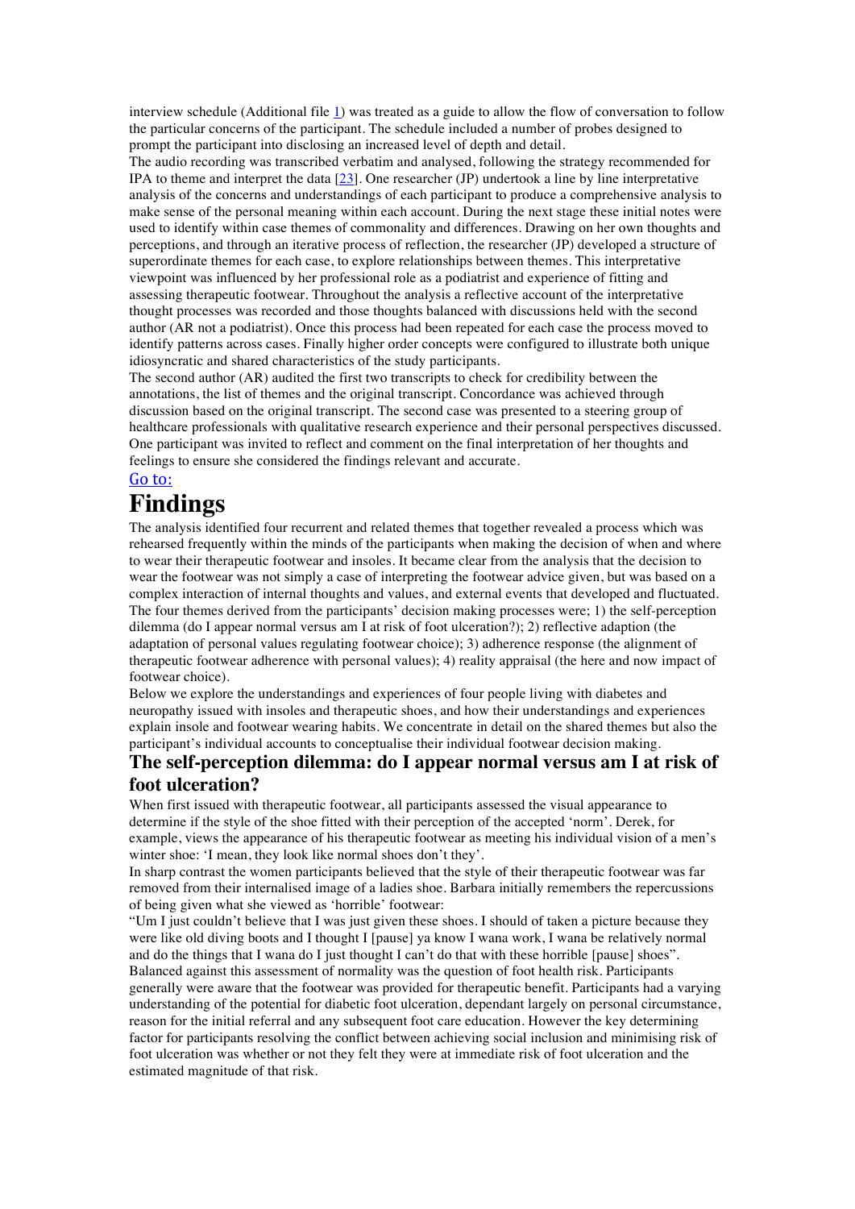interview schedule (Additional file 1) was treated as a guide to allow the flow of conversation to follow the particular concerns of the participant. The schedule included a number of probes designed to prompt the participant into disclosing an increased level of depth and detail.

The audio recording was transcribed verbatim and analysed, following the strategy recommended for IPA to theme and interpret the data [23]. One researcher (JP) undertook a line by line interpretative analysis of the concerns and understandings of each participant to produce a comprehensive analysis to make sense of the personal meaning within each account. During the next stage these initial notes were used to identify within case themes of commonality and differences. Drawing on her own thoughts and perceptions, and through an iterative process of reflection, the researcher (JP) developed a structure of superordinate themes for each case, to explore relationships between themes. This interpretative viewpoint was influenced by her professional role as a podiatrist and experience of fitting and assessing therapeutic footwear. Throughout the analysis a reflective account of the interpretative thought processes was recorded and those thoughts balanced with discussions held with the second author (AR not a podiatrist). Once this process had been repeated for each case the process moved to identify patterns across cases. Finally higher order concepts were configured to illustrate both unique idiosyncratic and shared characteristics of the study participants.

The second author (AR) audited the first two transcripts to check for credibility between the annotations, the list of themes and the original transcript. Concordance was achieved through discussion based on the original transcript. The second case was presented to a steering group of healthcare professionals with qualitative research experience and their personal perspectives discussed. One participant was invited to reflect and comment on the final interpretation of her thoughts and feelings to ensure she considered the findings relevant and accurate.

Go to:

# Findings

The analysis identified four recurrent and related themes that together revealed a process which was rehearsed frequently within the minds of the participants when making the decision of when and where to wear their therapeutic footwear and insoles. It became clear from the analysis that the decision to wear the footwear was not simply a case of interpreting the footwear advice given, but was based on a complex interaction of internal thoughts and values, and external events that developed and fluctuated. The four themes derived from the participants' decision making processes were; 1) the self-perception dilemma (do I appear normal versus am I at risk of foot ulceration?); 2) reflective adaption (the adaptation of personal values regulating footwear choice); 3) adherence response (the alignment of therapeutic footwear adherence with personal values); 4) reality appraisal (the here and now impact of footwear choice).

Below we explore the understandings and experiences of four people living with diabetes and neuropathy issued with insoles and therapeutic shoes, and how their understandings and experiences explain insole and footwear wearing habits. We concentrate in detail on the shared themes but also the participant's individual accounts to conceptualise their individual footwear decision making.

## The self-perception dilemma: do I appear normal versus am I at risk of foot ulceration?

When first issued with therapeutic footwear, all participants assessed the visual appearance to determine if the style of the shoe fitted with their perception of the accepted 'norm'. Derek, for example, views the appearance of his therapeutic footwear as meeting his individual vision of a men's winter shoe: 'I mean, they look like normal shoes don't they'.

In sharp contrast the women participants believed that the style of their therapeutic footwear was far removed from their internalised image of a ladies shoe. Barbara initially remembers the repercussions of being given what she viewed as 'horrible' footwear:

"Um I just couldn't believe that I was just given these shoes. I should of taken a picture because they were like old diving boots and I thought I [pause] ya know I wana work, I wana be relatively normal and do the things that I wana do I just thought I can't do that with these horrible [pause] shoes".

Balanced against this assessment of normality was the question of foot health risk. Participants generally were aware that the footwear was provided for therapeutic benefit. Participants had a varying understanding of the potential for diabetic foot ulceration, dependant largely on personal circumstance, reason for the initial referral and any subsequent foot care education. However the key determining factor for participants resolving the conflict between achieving social inclusion and minimising risk of foot ulceration was whether or not they felt they were at immediate risk of foot ulceration and the estimated magnitude of that risk.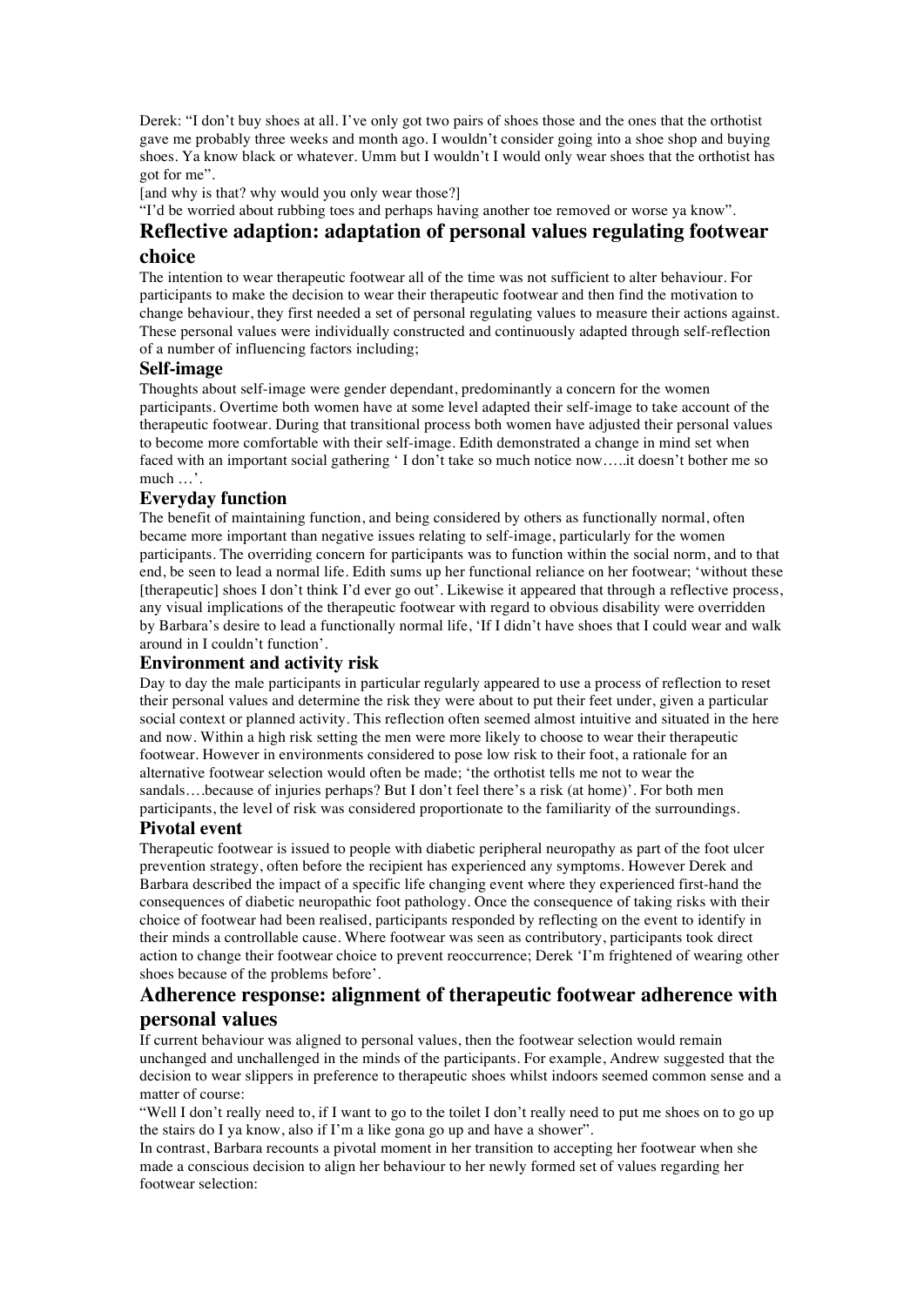Derek: "I don't buy shoes at all. I've only got two pairs of shoes those and the ones that the orthotist gave me probably three weeks and month ago. I wouldn't consider going into a shoe shop and buying shoes. Ya know black or whatever. Umm but I wouldn't I would only wear shoes that the orthotist has got for me".

[and why is that? why would you only wear those?]

"I'd be worried about rubbing toes and perhaps having another toe removed or worse ya know".

## Reflective adaption: adaptation of personal values regulating footwear choice

The intention to wear therapeutic footwear all of the time was not sufficient to alter behaviour. For participants to make the decision to wear their therapeutic footwear and then find the motivation to change behaviour, they first needed a set of personal regulating values to measure their actions against. These personal values were individually constructed and continuously adapted through self-reflection of a number of influencing factors including;

### Self-image

Thoughts about self-image were gender dependant, predominantly a concern for the women participants. Overtime both women have at some level adapted their self-image to take account of the therapeutic footwear. During that transitional process both women have adjusted their personal values to become more comfortable with their self-image. Edith demonstrated a change in mind set when faced with an important social gathering ' I don't take so much notice now…..it doesn't bother me so much …'.

### Everyday function

The benefit of maintaining function, and being considered by others as functionally normal, often became more important than negative issues relating to self-image, particularly for the women participants. The overriding concern for participants was to function within the social norm, and to that end, be seen to lead a normal life. Edith sums up her functional reliance on her footwear; 'without these [therapeutic] shoes I don't think I'd ever go out'. Likewise it appeared that through a reflective process, any visual implications of the therapeutic footwear with regard to obvious disability were overridden by Barbara's desire to lead a functionally normal life, 'If I didn't have shoes that I could wear and walk around in I couldn't function'.

### Environment and activity risk

Day to day the male participants in particular regularly appeared to use a process of reflection to reset their personal values and determine the risk they were about to put their feet under, given a particular social context or planned activity. This reflection often seemed almost intuitive and situated in the here and now. Within a high risk setting the men were more likely to choose to wear their therapeutic footwear. However in environments considered to pose low risk to their foot, a rationale for an alternative footwear selection would often be made; 'the orthotist tells me not to wear the sandals….because of injuries perhaps? But I don't feel there's a risk (at home)'. For both men participants, the level of risk was considered proportionate to the familiarity of the surroundings.

### Pivotal event

Therapeutic footwear is issued to people with diabetic peripheral neuropathy as part of the foot ulcer prevention strategy, often before the recipient has experienced any symptoms. However Derek and Barbara described the impact of a specific life changing event where they experienced first-hand the consequences of diabetic neuropathic foot pathology. Once the consequence of taking risks with their choice of footwear had been realised, participants responded by reflecting on the event to identify in their minds a controllable cause. Where footwear was seen as contributory, participants took direct action to change their footwear choice to prevent reoccurrence; Derek 'I'm frightened of wearing other shoes because of the problems before'.

## Adherence response: alignment of therapeutic footwear adherence with personal values

If current behaviour was aligned to personal values, then the footwear selection would remain unchanged and unchallenged in the minds of the participants. For example, Andrew suggested that the decision to wear slippers in preference to therapeutic shoes whilst indoors seemed common sense and a matter of course:

"Well I don't really need to, if I want to go to the toilet I don't really need to put me shoes on to go up the stairs do I ya know, also if I'm a like gona go up and have a shower".

In contrast, Barbara recounts a pivotal moment in her transition to accepting her footwear when she made a conscious decision to align her behaviour to her newly formed set of values regarding her footwear selection: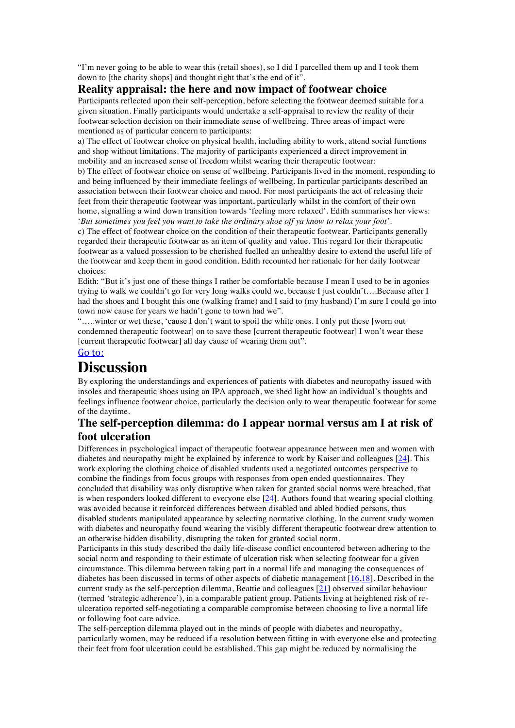"I'm never going to be able to wear this (retail shoes), so I did I parcelled them up and I took them down to [the charity shops] and thought right that's the end of it".

### Reality appraisal: the here and now impact of footwear choice

Participants reflected upon their self-perception, before selecting the footwear deemed suitable for a given situation. Finally participants would undertake a self-appraisal to review the reality of their footwear selection decision on their immediate sense of wellbeing. Three areas of impact were mentioned as of particular concern to participants:

a) The effect of footwear choice on physical health, including ability to work, attend social functions and shop without limitations. The majority of participants experienced a direct improvement in mobility and an increased sense of freedom whilst wearing their therapeutic footwear:

b) The effect of footwear choice on sense of wellbeing. Participants lived in the moment, responding to and being influenced by their immediate feelings of wellbeing. In particular participants described an association between their footwear choice and mood. For most participants the act of releasing their feet from their therapeutic footwear was important, particularly whilst in the comfort of their own home, signalling a wind down transition towards 'feeling more relaxed'. Edith summarises her views: '*But sometimes you feel you want to take the ordinary shoe off ya know to relax your foot*'.

c) The effect of footwear choice on the condition of their therapeutic footwear. Participants generally regarded their therapeutic footwear as an item of quality and value. This regard for their therapeutic footwear as a valued possession to be cherished fuelled an unhealthy desire to extend the useful life of the footwear and keep them in good condition. Edith recounted her rationale for her daily footwear choices:

Edith: "But it's just one of these things I rather be comfortable because I mean I used to be in agonies trying to walk we couldn't go for very long walks could we, because I just couldn't….Because after I had the shoes and I bought this one (walking frame) and I said to (my husband) I'm sure I could go into town now cause for years we hadn't gone to town had we".

"…..winter or wet these, 'cause I don't want to spoil the white ones. I only put these [worn out condemned therapeutic footwear] on to save these [current therapeutic footwear] I won't wear these [current therapeutic footwear] all day cause of wearing them out".

Go to:

# Discussion

By exploring the understandings and experiences of patients with diabetes and neuropathy issued with insoles and therapeutic shoes using an IPA approach, we shed light how an individual's thoughts and feelings influence footwear choice, particularly the decision only to wear therapeutic footwear for some of the daytime.

### The self-perception dilemma: do I appear normal versus am I at risk of foot ulceration

Differences in psychological impact of therapeutic footwear appearance between men and women with diabetes and neuropathy might be explained by inference to work by Kaiser and colleagues [24]. This work exploring the clothing choice of disabled students used a negotiated outcomes perspective to combine the findings from focus groups with responses from open ended questionnaires. They concluded that disability was only disruptive when taken for granted social norms were breached, that is when responders looked different to everyone else [24]. Authors found that wearing special clothing was avoided because it reinforced differences between disabled and abled bodied persons, thus disabled students manipulated appearance by selecting normative clothing. In the current study women with diabetes and neuropathy found wearing the visibly different therapeutic footwear drew attention to an otherwise hidden disability, disrupting the taken for granted social norm.

Participants in this study described the daily life-disease conflict encountered between adhering to the social norm and responding to their estimate of ulceration risk when selecting footwear for a given circumstance. This dilemma between taking part in a normal life and managing the consequences of diabetes has been discussed in terms of other aspects of diabetic management [16,18]. Described in the current study as the self-perception dilemma, Beattie and colleagues [21] observed similar behaviour (termed 'strategic adherence'), in a comparable patient group. Patients living at heightened risk of re-ulceration reported self-negotiating a comparable compromise between choosing to live a normal life or following foot care advice.

The self-perception dilemma played out in the minds of people with diabetes and neuropathy, particularly women, may be reduced if a resolution between fitting in with everyone else and protecting their feet from foot ulceration could be established. This gap might be reduced by normalising the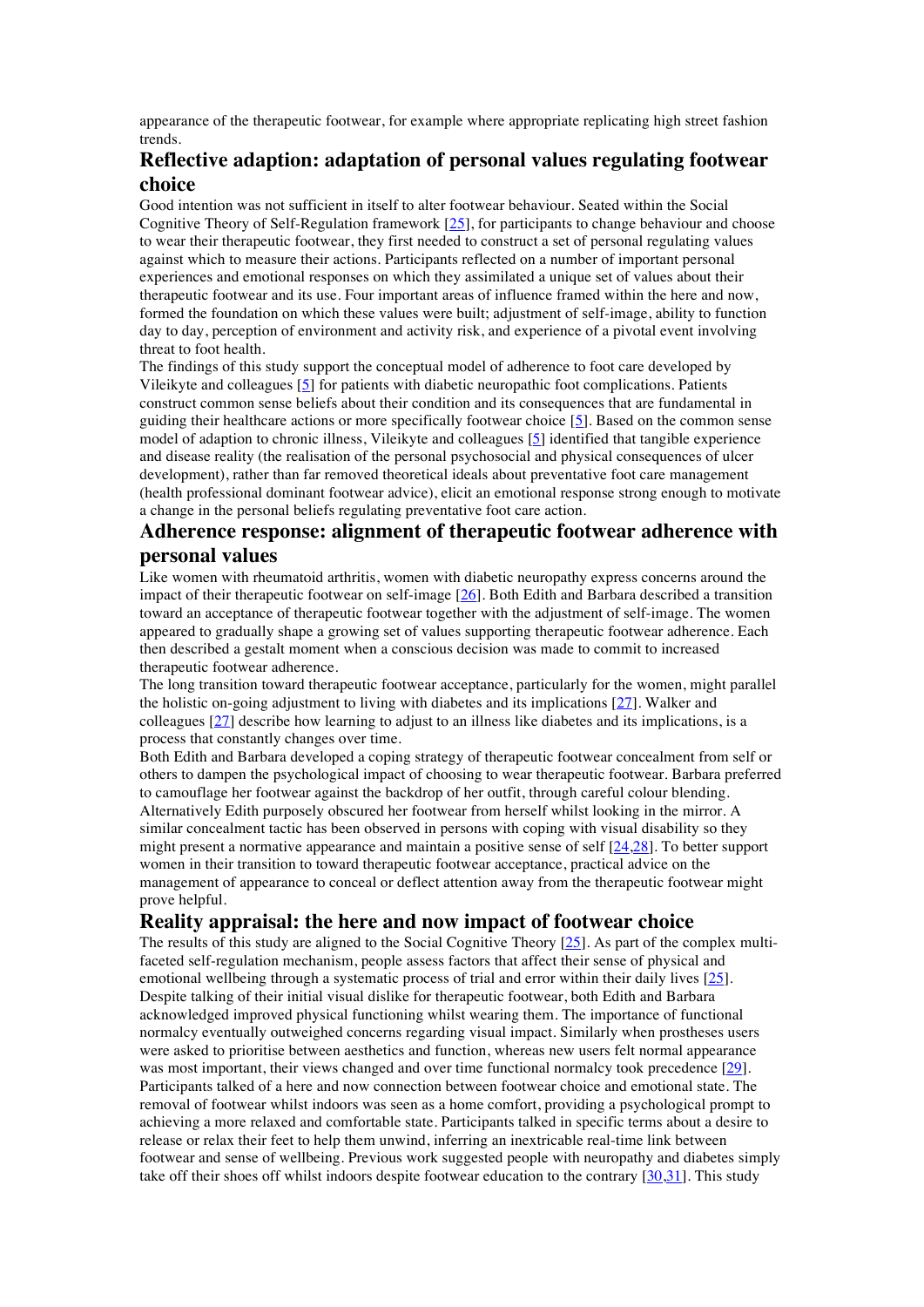appearance of the therapeutic footwear, for example where appropriate replicating high street fashion trends.

## Reflective adaption: adaptation of personal values regulating footwear choice

Good intention was not sufficient in itself to alter footwear behaviour. Seated within the Social Cognitive Theory of Self-Regulation framework [25], for participants to change behaviour and choose to wear their therapeutic footwear, they first needed to construct a set of personal regulating values against which to measure their actions. Participants reflected on a number of important personal experiences and emotional responses on which they assimilated a unique set of values about their therapeutic footwear and its use. Four important areas of influence framed within the here and now, formed the foundation on which these values were built; adjustment of self-image, ability to function day to day, perception of environment and activity risk, and experience of a pivotal event involving threat to foot health.

The findings of this study support the conceptual model of adherence to foot care developed by Vileikyte and colleagues [5] for patients with diabetic neuropathic foot complications. Patients construct common sense beliefs about their condition and its consequences that are fundamental in guiding their healthcare actions or more specifically footwear choice [5]. Based on the common sense model of adaption to chronic illness, Vileikyte and colleagues [5] identified that tangible experience and disease reality (the realisation of the personal psychosocial and physical consequences of ulcer development), rather than far removed theoretical ideals about preventative foot care management (health professional dominant footwear advice), elicit an emotional response strong enough to motivate a change in the personal beliefs regulating preventative foot care action.

## Adherence response: alignment of therapeutic footwear adherence with personal values

Like women with rheumatoid arthritis, women with diabetic neuropathy express concerns around the impact of their therapeutic footwear on self-image [26]. Both Edith and Barbara described a transition toward an acceptance of therapeutic footwear together with the adjustment of self-image. The women appeared to gradually shape a growing set of values supporting therapeutic footwear adherence. Each then described a gestalt moment when a conscious decision was made to commit to increased therapeutic footwear adherence.

The long transition toward therapeutic footwear acceptance, particularly for the women, might parallel the holistic on-going adjustment to living with diabetes and its implications [27]. Walker and colleagues [27] describe how learning to adjust to an illness like diabetes and its implications, is a process that constantly changes over time.

Both Edith and Barbara developed a coping strategy of therapeutic footwear concealment from self or others to dampen the psychological impact of choosing to wear therapeutic footwear. Barbara preferred to camouflage her footwear against the backdrop of her outfit, through careful colour blending. Alternatively Edith purposely obscured her footwear from herself whilst looking in the mirror. A similar concealment tactic has been observed in persons with coping with visual disability so they might present a normative appearance and maintain a positive sense of self [24,28]. To better support women in their transition to toward therapeutic footwear acceptance, practical advice on the management of appearance to conceal or deflect attention away from the therapeutic footwear might prove helpful.

## Reality appraisal: the here and now impact of footwear choice

The results of this study are aligned to the Social Cognitive Theory [25]. As part of the complex multi-faceted self-regulation mechanism, people assess factors that affect their sense of physical and emotional wellbeing through a systematic process of trial and error within their daily lives [25]. Despite talking of their initial visual dislike for therapeutic footwear, both Edith and Barbara acknowledged improved physical functioning whilst wearing them. The importance of functional normalcy eventually outweighed concerns regarding visual impact. Similarly when prostheses users were asked to prioritise between aesthetics and function, whereas new users felt normal appearance was most important, their views changed and over time functional normalcy took precedence [29]. Participants talked of a here and now connection between footwear choice and emotional state. The removal of footwear whilst indoors was seen as a home comfort, providing a psychological prompt to achieving a more relaxed and comfortable state. Participants talked in specific terms about a desire to release or relax their feet to help them unwind, inferring an inextricable real-time link between footwear and sense of wellbeing. Previous work suggested people with neuropathy and diabetes simply take off their shoes off whilst indoors despite footwear education to the contrary [30,31]. This study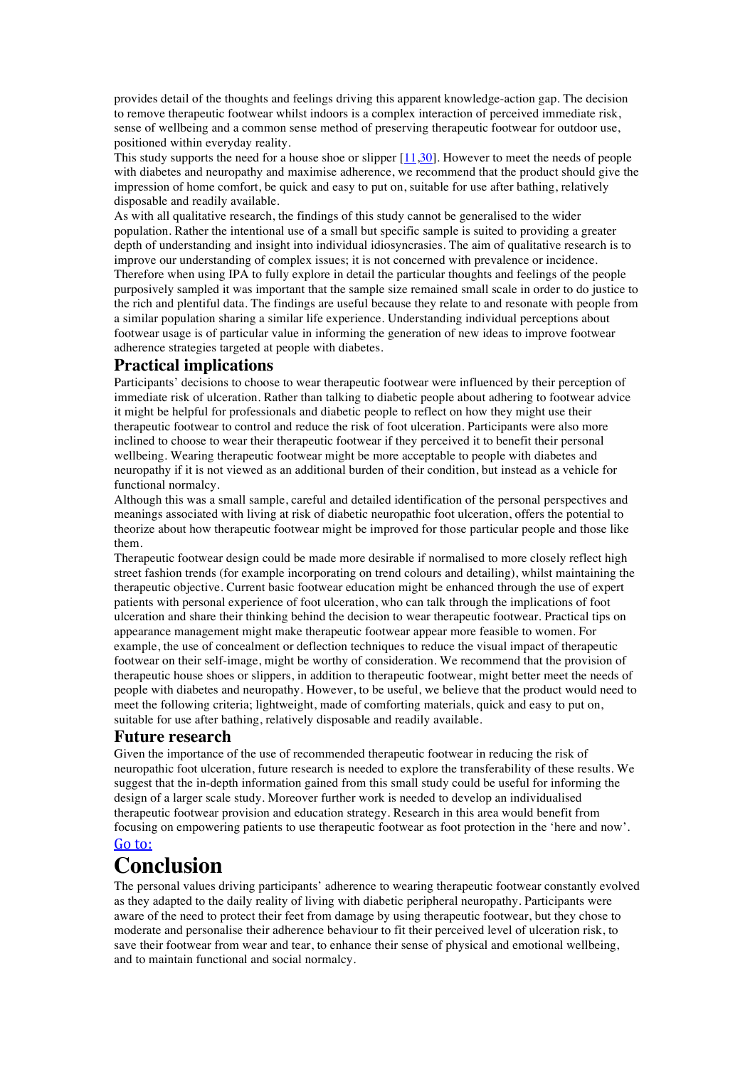provides detail of the thoughts and feelings driving this apparent knowledge-action gap. The decision to remove therapeutic footwear whilst indoors is a complex interaction of perceived immediate risk, sense of wellbeing and a common sense method of preserving therapeutic footwear for outdoor use, positioned within everyday reality.

This study supports the need for a house shoe or slipper [11,30]. However to meet the needs of people with diabetes and neuropathy and maximise adherence, we recommend that the product should give the impression of home comfort, be quick and easy to put on, suitable for use after bathing, relatively disposable and readily available.

As with all qualitative research, the findings of this study cannot be generalised to the wider population. Rather the intentional use of a small but specific sample is suited to providing a greater depth of understanding and insight into individual idiosyncrasies. The aim of qualitative research is to improve our understanding of complex issues; it is not concerned with prevalence or incidence. Therefore when using IPA to fully explore in detail the particular thoughts and feelings of the people purposively sampled it was important that the sample size remained small scale in order to do justice to the rich and plentiful data. The findings are useful because they relate to and resonate with people from a similar population sharing a similar life experience. Understanding individual perceptions about footwear usage is of particular value in informing the generation of new ideas to improve footwear adherence strategies targeted at people with diabetes.

### Practical implications

Participants' decisions to choose to wear therapeutic footwear were influenced by their perception of immediate risk of ulceration. Rather than talking to diabetic people about adhering to footwear advice it might be helpful for professionals and diabetic people to reflect on how they might use their therapeutic footwear to control and reduce the risk of foot ulceration. Participants were also more inclined to choose to wear their therapeutic footwear if they perceived it to benefit their personal wellbeing. Wearing therapeutic footwear might be more acceptable to people with diabetes and neuropathy if it is not viewed as an additional burden of their condition, but instead as a vehicle for functional normalcy.

Although this was a small sample, careful and detailed identification of the personal perspectives and meanings associated with living at risk of diabetic neuropathic foot ulceration, offers the potential to theorize about how therapeutic footwear might be improved for those particular people and those like them.

Therapeutic footwear design could be made more desirable if normalised to more closely reflect high street fashion trends (for example incorporating on trend colours and detailing), whilst maintaining the therapeutic objective. Current basic footwear education might be enhanced through the use of expert patients with personal experience of foot ulceration, who can talk through the implications of foot ulceration and share their thinking behind the decision to wear therapeutic footwear. Practical tips on appearance management might make therapeutic footwear appear more feasible to women. For example, the use of concealment or deflection techniques to reduce the visual impact of therapeutic footwear on their self-image, might be worthy of consideration. We recommend that the provision of therapeutic house shoes or slippers, in addition to therapeutic footwear, might better meet the needs of people with diabetes and neuropathy. However, to be useful, we believe that the product would need to meet the following criteria; lightweight, made of comforting materials, quick and easy to put on, suitable for use after bathing, relatively disposable and readily available.

### Future research

Given the importance of the use of recommended therapeutic footwear in reducing the risk of neuropathic foot ulceration, future research is needed to explore the transferability of these results. We suggest that the in-depth information gained from this small study could be useful for informing the design of a larger scale study. Moreover further work is needed to develop an individualised therapeutic footwear provision and education strategy. Research in this area would benefit from focusing on empowering patients to use therapeutic footwear as foot protection in the 'here and now'.

Go to:

## Conclusion

The personal values driving participants' adherence to wearing therapeutic footwear constantly evolved as they adapted to the daily reality of living with diabetic peripheral neuropathy. Participants were aware of the need to protect their feet from damage by using therapeutic footwear, but they chose to moderate and personalise their adherence behaviour to fit their perceived level of ulceration risk, to save their footwear from wear and tear, to enhance their sense of physical and emotional wellbeing, and to maintain functional and social normalcy.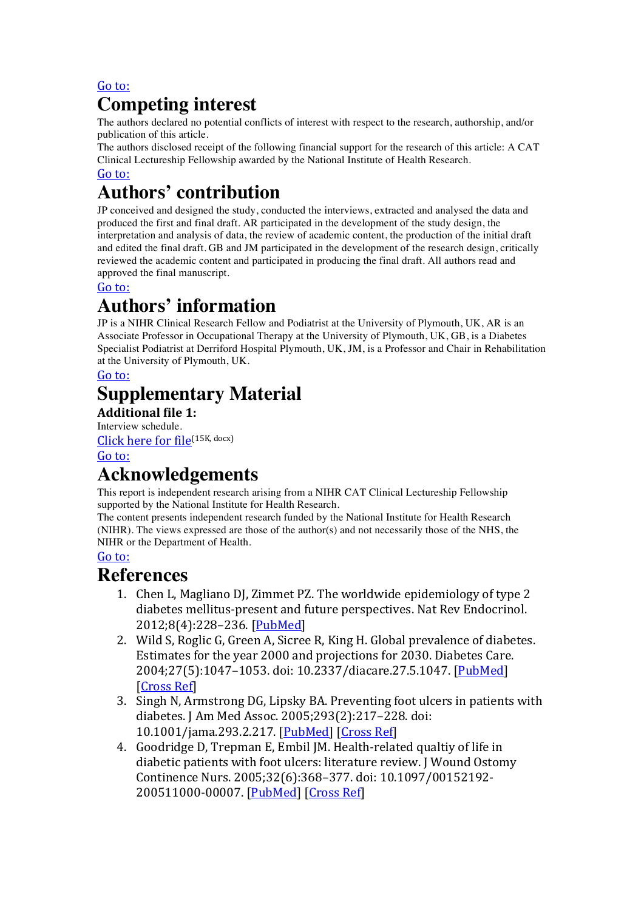Go to:

# Competing interest

The authors declared no potential conflicts of interest with respect to the research, authorship, and/or publication of this article.
The authors disclosed receipt of the following financial support for the research of this article: A CAT Clinical Lectureship Fellowship awarded by the National Institute of Health Research.

Go to:

# Authors' contribution

JP conceived and designed the study, conducted the interviews, extracted and analysed the data and produced the first and final draft. AR participated in the development of the study design, the interpretation and analysis of data, the review of academic content, the production of the initial draft and edited the final draft. GB and JM participated in the development of the research design, critically reviewed the academic content and participated in producing the final draft. All authors read and approved the final manuscript.

Go to:

# Authors' information

JP is a NIHR Clinical Research Fellow and Podiatrist at the University of Plymouth, UK, AR is an Associate Professor in Occupational Therapy at the University of Plymouth, UK, GB, is a Diabetes Specialist Podiatrist at Derriford Hospital Plymouth, UK, JM, is a Professor and Chair in Rehabilitation at the University of Plymouth, UK.

Go to:

# Supplementary Material

**Additional file 1:**

Interview schedule.

Click here for file (15K, docx)

Go to:

# Acknowledgements

This report is independent research arising from a NIHR CAT Clinical Lectureship Fellowship supported by the National Institute for Health Research.
The content presents independent research funded by the National Institute for Health Research (NIHR). The views expressed are those of the author(s) and not necessarily those of the NHS, the NIHR or the Department of Health.

Go to:

# References

1. Chen L, Magliano DJ, Zimmet PZ. The worldwide epidemiology of type 2 diabetes mellitus-present and future perspectives. Nat Rev Endocrinol. 2012;8(4):228–236. [PubMed]
2. Wild S, Roglic G, Green A, Sicree R, King H. Global prevalence of diabetes. Estimates for the year 2000 and projections for 2030. Diabetes Care. 2004;27(5):1047–1053. doi: 10.2337/diacare.27.5.1047. [PubMed] [Cross Ref]
3. Singh N, Armstrong DG, Lipsky BA. Preventing foot ulcers in patients with diabetes. J Am Med Assoc. 2005;293(2):217–228. doi: 10.1001/jama.293.2.217. [PubMed] [Cross Ref]
4. Goodridge D, Trepman E, Embil JM. Health-related qualtiy of life in diabetic patients with foot ulcers: literature review. J Wound Ostomy Continence Nurs. 2005;32(6):368–377. doi: 10.1097/00152192-200511000-00007. [PubMed] [Cross Ref]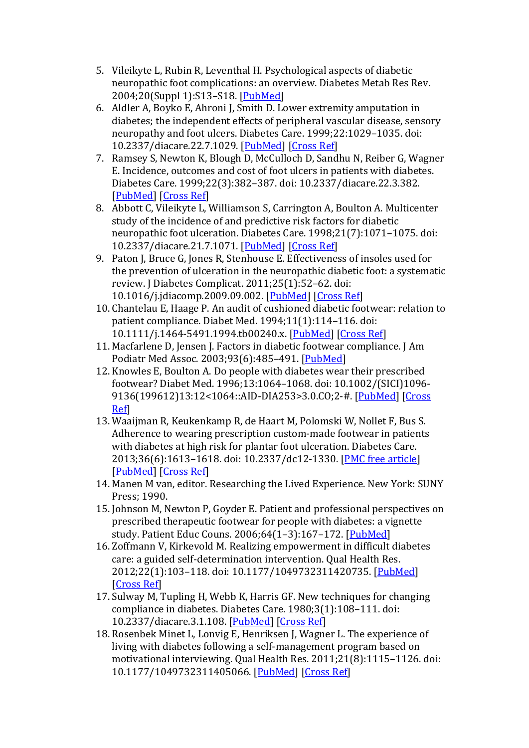5. Vileikyte L, Rubin R, Leventhal H. Psychological aspects of diabetic neuropathic foot complications: an overview. Diabetes Metab Res Rev. 2004;20(Suppl 1):S13–S18. [PubMed]
6. Aldler A, Boyko E, Ahroni J, Smith D. Lower extremity amputation in diabetes; the independent effects of peripheral vascular disease, sensory neuropathy and foot ulcers. Diabetes Care. 1999;22:1029–1035. doi: 10.2337/diacare.22.7.1029. [PubMed] [Cross Ref]
7. Ramsey S, Newton K, Blough D, McCulloch D, Sandhu N, Reiber G, Wagner E. Incidence, outcomes and cost of foot ulcers in patients with diabetes. Diabetes Care. 1999;22(3):382–387. doi: 10.2337/diacare.22.3.382. [PubMed] [Cross Ref]
8. Abbott C, Vileikyte L, Williamson S, Carrington A, Boulton A. Multicenter study of the incidence of and predictive risk factors for diabetic neuropathic foot ulceration. Diabetes Care. 1998;21(7):1071–1075. doi: 10.2337/diacare.21.7.1071. [PubMed] [Cross Ref]
9. Paton J, Bruce G, Jones R, Stenhouse E. Effectiveness of insoles used for the prevention of ulceration in the neuropathic diabetic foot: a systematic review. J Diabetes Complicat. 2011;25(1):52–62. doi: 10.1016/j.jdiacomp.2009.09.002. [PubMed] [Cross Ref]
10. Chantelau E, Haage P. An audit of cushioned diabetic footwear: relation to patient compliance. Diabet Med. 1994;11(1):114–116. doi: 10.1111/j.1464-5491.1994.tb00240.x. [PubMed] [Cross Ref]
11. Macfarlene D, Jensen J. Factors in diabetic footwear compliance. J Am Podiatr Med Assoc. 2003;93(6):485–491. [PubMed]
12. Knowles E, Boulton A. Do people with diabetes wear their prescribed footwear? Diabet Med. 1996;13:1064–1068. doi: 10.1002/(SICI)1096-9136(199612)13:12<1064::AID-DIA253>3.0.CO;2-#. [PubMed] [Cross Ref]
13. Waaijman R, Keukenkamp R, de Haart M, Polomski W, Nollet F, Bus S. Adherence to wearing prescription custom-made footwear in patients with diabetes at high risk for plantar foot ulceration. Diabetes Care. 2013;36(6):1613–1618. doi: 10.2337/dc12-1330. [PMC free article] [PubMed] [Cross Ref]
14. Manen M van, editor. Researching the Lived Experience. New York: SUNY Press; 1990.
15. Johnson M, Newton P, Goyder E. Patient and professional perspectives on prescribed therapeutic footwear for people with diabetes: a vignette study. Patient Educ Couns. 2006;64(1–3):167–172. [PubMed]
16. Zoffmann V, Kirkevold M. Realizing empowerment in difficult diabetes care: a guided self-determination intervention. Qual Health Res. 2012;22(1):103–118. doi: 10.1177/1049732311420735. [PubMed] [Cross Ref]
17. Sulway M, Tupling H, Webb K, Harris GF. New techniques for changing compliance in diabetes. Diabetes Care. 1980;3(1):108–111. doi: 10.2337/diacare.3.1.108. [PubMed] [Cross Ref]
18. Rosenbek Minet L, Lonvig E, Henriksen J, Wagner L. The experience of living with diabetes following a self-management program based on motivational interviewing. Qual Health Res. 2011;21(8):1115–1126. doi: 10.1177/1049732311405066. [PubMed] [Cross Ref]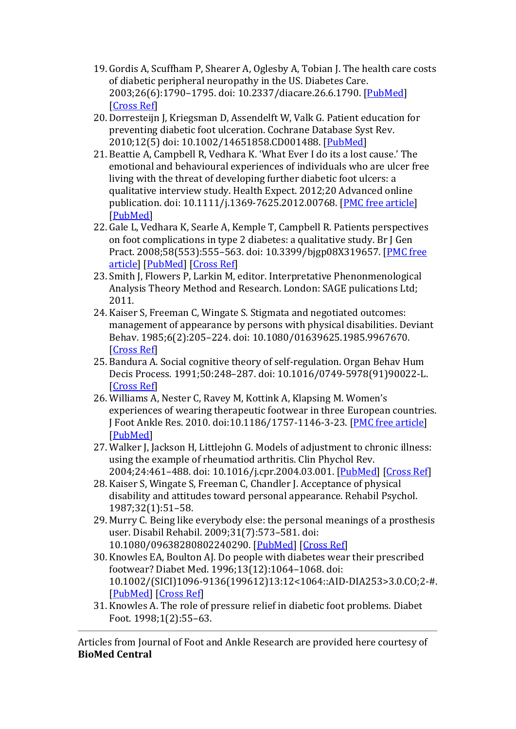19. Gordis A, Scuffham P, Shearer A, Oglesby A, Tobian J. The health care costs of diabetic peripheral neuropathy in the US. Diabetes Care. 2003;26(6):1790–1795. doi: 10.2337/diacare.26.6.1790. [PubMed] [Cross Ref]
20. Dorresteijn J, Kriegsman D, Assendelft W, Valk G. Patient education for preventing diabetic foot ulceration. Cochrane Database Syst Rev. 2010;12(5) doi: 10.1002/14651858.CD001488. [PubMed]
21. Beattie A, Campbell R, Vedhara K. 'What Ever I do its a lost cause.' The emotional and behavioural experiences of individuals who are ulcer free living with the threat of developing further diabetic foot ulcers: a qualitative interview study. Health Expect. 2012;20 Advanced online publication. doi: 10.1111/j.1369-7625.2012.00768. [PMC free article] [PubMed]
22. Gale L, Vedhara K, Searle A, Kemple T, Campbell R. Patients perspectives on foot complications in type 2 diabetes: a qualitative study. Br J Gen Pract. 2008;58(553):555–563. doi: 10.3399/bjgp08X319657. [PMC free article] [PubMed] [Cross Ref]
23. Smith J, Flowers P, Larkin M, editor. Interpretative Phenonmenological Analysis Theory Method and Research. London: SAGE pulications Ltd; 2011.
24. Kaiser S, Freeman C, Wingate S. Stigmata and negotiated outcomes: management of appearance by persons with physical disabilities. Deviant Behav. 1985;6(2):205–224. doi: 10.1080/01639625.1985.9967670. [Cross Ref]
25. Bandura A. Social cognitive theory of self-regulation. Organ Behav Hum Decis Process. 1991;50:248–287. doi: 10.1016/0749-5978(91)90022-L. [Cross Ref]
26. Williams A, Nester C, Ravey M, Kottink A, Klapsing M. Women's experiences of wearing therapeutic footwear in three European countries. J Foot Ankle Res. 2010. doi:10.1186/1757-1146-3-23. [PMC free article] [PubMed]
27. Walker J, Jackson H, Littlejohn G. Models of adjustment to chronic illness: using the example of rheumatiod arthritis. Clin Phychol Rev. 2004;24:461–488. doi: 10.1016/j.cpr.2004.03.001. [PubMed] [Cross Ref]
28. Kaiser S, Wingate S, Freeman C, Chandler J. Acceptance of physical disability and attitudes toward personal appearance. Rehabil Psychol. 1987;32(1):51–58.
29. Murry C. Being like everybody else: the personal meanings of a prosthesis user. Disabil Rehabil. 2009;31(7):573–581. doi: 10.1080/09638280802240290. [PubMed] [Cross Ref]
30. Knowles EA, Boulton AJ. Do people with diabetes wear their prescribed footwear? Diabet Med. 1996;13(12):1064–1068. doi: 10.1002/(SICI)1096-9136(199612)13:12<1064::AID-DIA253>3.0.CO;2-#. [PubMed] [Cross Ref]
31. Knowles A. The role of pressure relief in diabetic foot problems. Diabet Foot. 1998;1(2):55–63.

---

Articles from Journal of Foot and Ankle Research are provided here courtesy of **BioMed Central**